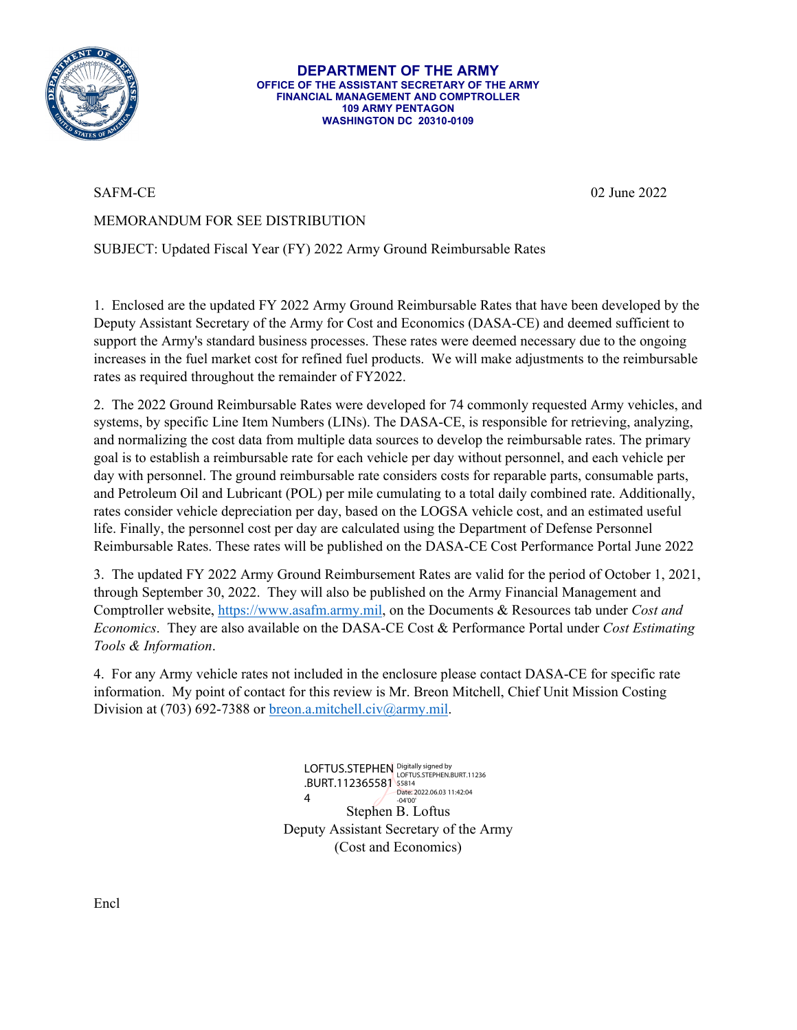**DEPARTMENT OF THE ARMY**
**OFFICE OF THE ASSISTANT SECRETARY OF THE ARMY**
**FINANCIAL MANAGEMENT AND COMPTROLLER**
**109 ARMY PENTAGON**
**WASHINGTON DC 20310-0109**

SAFM-CE 02 June 2022

MEMORANDUM FOR SEE DISTRIBUTION

SUBJECT: Updated Fiscal Year (FY) 2022 Army Ground Reimbursable Rates

1. Enclosed are the updated FY 2022 Army Ground Reimbursable Rates that have been developed by the Deputy Assistant Secretary of the Army for Cost and Economics (DASA-CE) and deemed sufficient to support the Army's standard business processes. These rates were deemed necessary due to the ongoing increases in the fuel market cost for refined fuel products. We will make adjustments to the reimbursable rates as required throughout the remainder of FY2022.

2. The 2022 Ground Reimbursable Rates were developed for 74 commonly requested Army vehicles, and systems, by specific Line Item Numbers (LINs). The DASA-CE, is responsible for retrieving, analyzing, and normalizing the cost data from multiple data sources to develop the reimbursable rates. The primary goal is to establish a reimbursable rate for each vehicle per day without personnel, and each vehicle per day with personnel. The ground reimbursable rate considers costs for reparable parts, consumable parts, and Petroleum Oil and Lubricant (POL) per mile cumulating to a total daily combined rate. Additionally, rates consider vehicle depreciation per day, based on the LOGSA vehicle cost, and an estimated useful life. Finally, the personnel cost per day are calculated using the Department of Defense Personnel Reimbursable Rates. These rates will be published on the DASA-CE Cost Performance Portal June 2022

3. The updated FY 2022 Army Ground Reimbursement Rates are valid for the period of October 1, 2021, through September 30, 2022. They will also be published on the Army Financial Management and Comptroller website, https://www.asafm.army.mil, on the Documents & Resources tab under *Cost and Economics*. They are also available on the DASA-CE Cost & Performance Portal under *Cost Estimating Tools & Information*.

4. For any Army vehicle rates not included in the enclosure please contact DASA-CE for specific rate information. My point of contact for this review is Mr. Breon Mitchell, Chief Unit Mission Costing Division at (703) 692-7388 or breon.a.mitchell.civ@army.mil.

LOFTUS.STEPHEN.BURT.1123655814
Digitally signed by LOFTUS.STEPHEN.BURT.1123655814
Date: 2022.06.03 11:42:04 -04'00'

Stephen B. Loftus
Deputy Assistant Secretary of the Army
(Cost and Economics)

Encl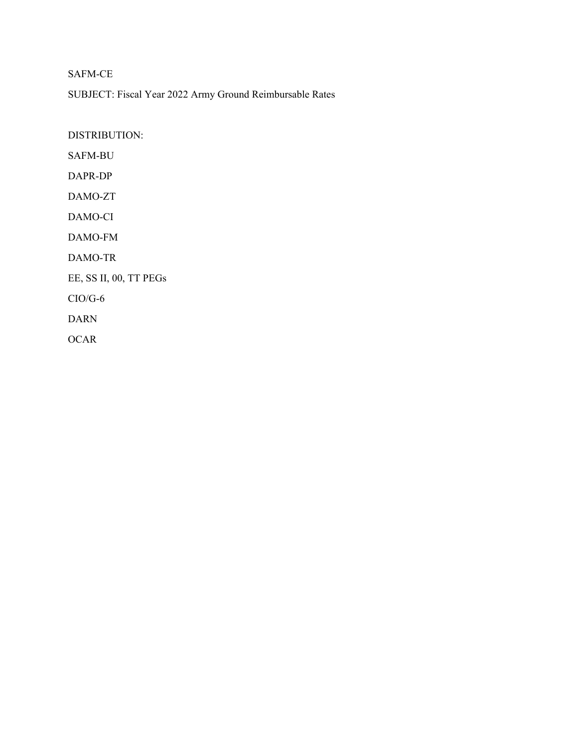SAFM-CE

SUBJECT: Fiscal Year 2022 Army Ground Reimbursable Rates

DISTRIBUTION:

SAFM-BU

DAPR-DP

DAMO-ZT

DAMO-CI

DAMO-FM

DAMO-TR

EE, SS II, 00, TT PEGs

CIO/G-6

DARN

OCAR